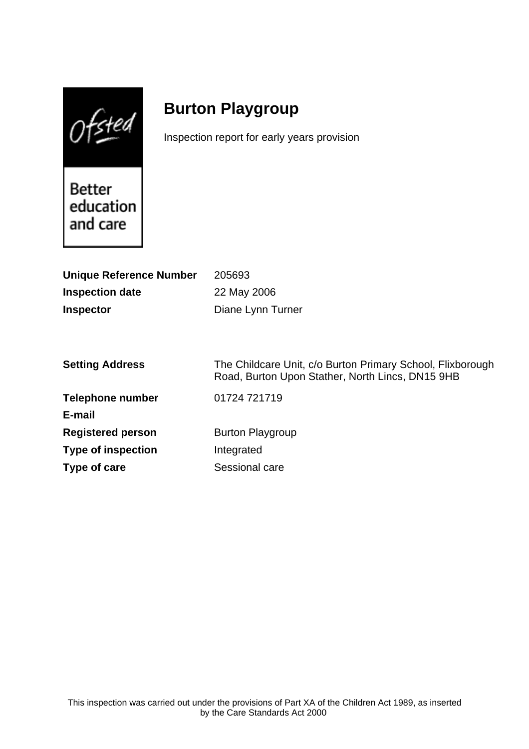# Burton Playgroup

Inspection report for early years provision

| | |
|---|---|
| **Unique Reference Number** | 205693 |
| **Inspection date** | 22 May 2006 |
| **Inspector** | Diane Lynn Turner |

| | |
|---|---|
| **Setting Address** | The Childcare Unit, c/o Burton Primary School, Flixborough Road, Burton Upon Stather, North Lincs, DN15 9HB |
| **Telephone number** | 01724 721719 |
| **E-mail** | |
| **Registered person** | Burton Playgroup |
| **Type of inspection** | Integrated |
| **Type of care** | Sessional care |

This inspection was carried out under the provisions of Part XA of the Children Act 1989, as inserted by the Care Standards Act 2000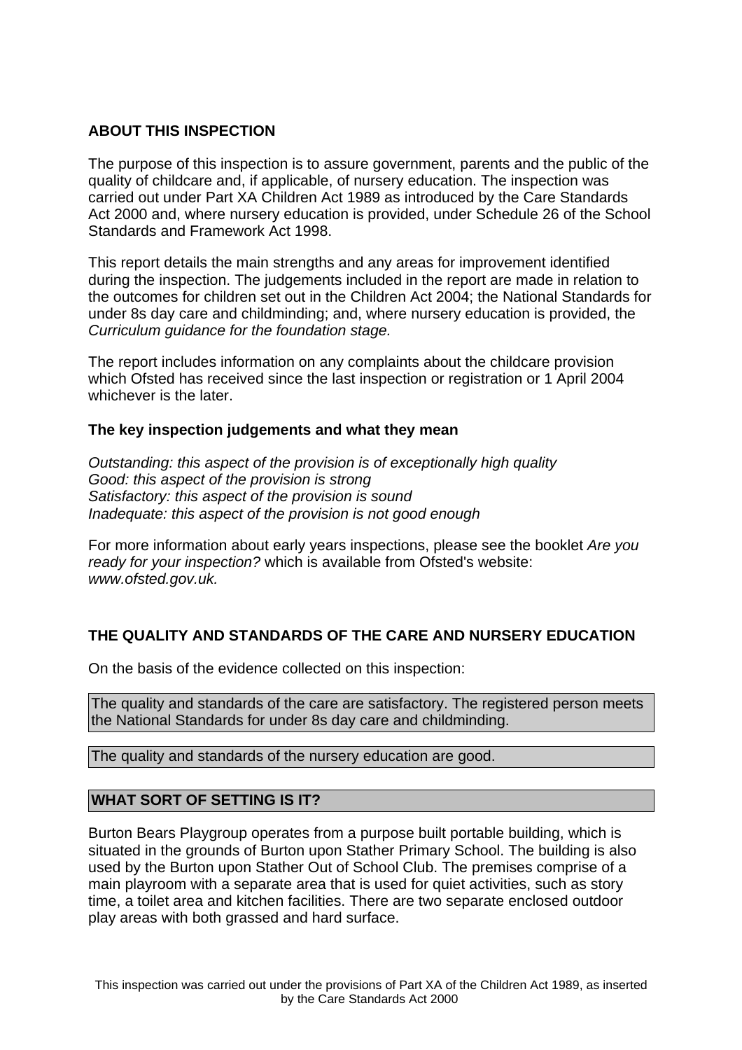## ABOUT THIS INSPECTION

The purpose of this inspection is to assure government, parents and the public of the quality of childcare and, if applicable, of nursery education. The inspection was carried out under Part XA Children Act 1989 as introduced by the Care Standards Act 2000 and, where nursery education is provided, under Schedule 26 of the School Standards and Framework Act 1998.

This report details the main strengths and any areas for improvement identified during the inspection. The judgements included in the report are made in relation to the outcomes for children set out in the Children Act 2004; the National Standards for under 8s day care and childminding; and, where nursery education is provided, the *Curriculum guidance for the foundation stage.*

The report includes information on any complaints about the childcare provision which Ofsted has received since the last inspection or registration or 1 April 2004 whichever is the later.

### The key inspection judgements and what they mean

*Outstanding: this aspect of the provision is of exceptionally high quality*
*Good: this aspect of the provision is strong*
*Satisfactory: this aspect of the provision is sound*
*Inadequate: this aspect of the provision is not good enough*

For more information about early years inspections, please see the booklet *Are you ready for your inspection?* which is available from Ofsted's website: *www.ofsted.gov.uk.*

## THE QUALITY AND STANDARDS OF THE CARE AND NURSERY EDUCATION

On the basis of the evidence collected on this inspection:

The quality and standards of the care are satisfactory. The registered person meets the National Standards for under 8s day care and childminding.

The quality and standards of the nursery education are good.

## WHAT SORT OF SETTING IS IT?

Burton Bears Playgroup operates from a purpose built portable building, which is situated in the grounds of Burton upon Stather Primary School. The building is also used by the Burton upon Stather Out of School Club. The premises comprise of a main playroom with a separate area that is used for quiet activities, such as story time, a toilet area and kitchen facilities. There are two separate enclosed outdoor play areas with both grassed and hard surface.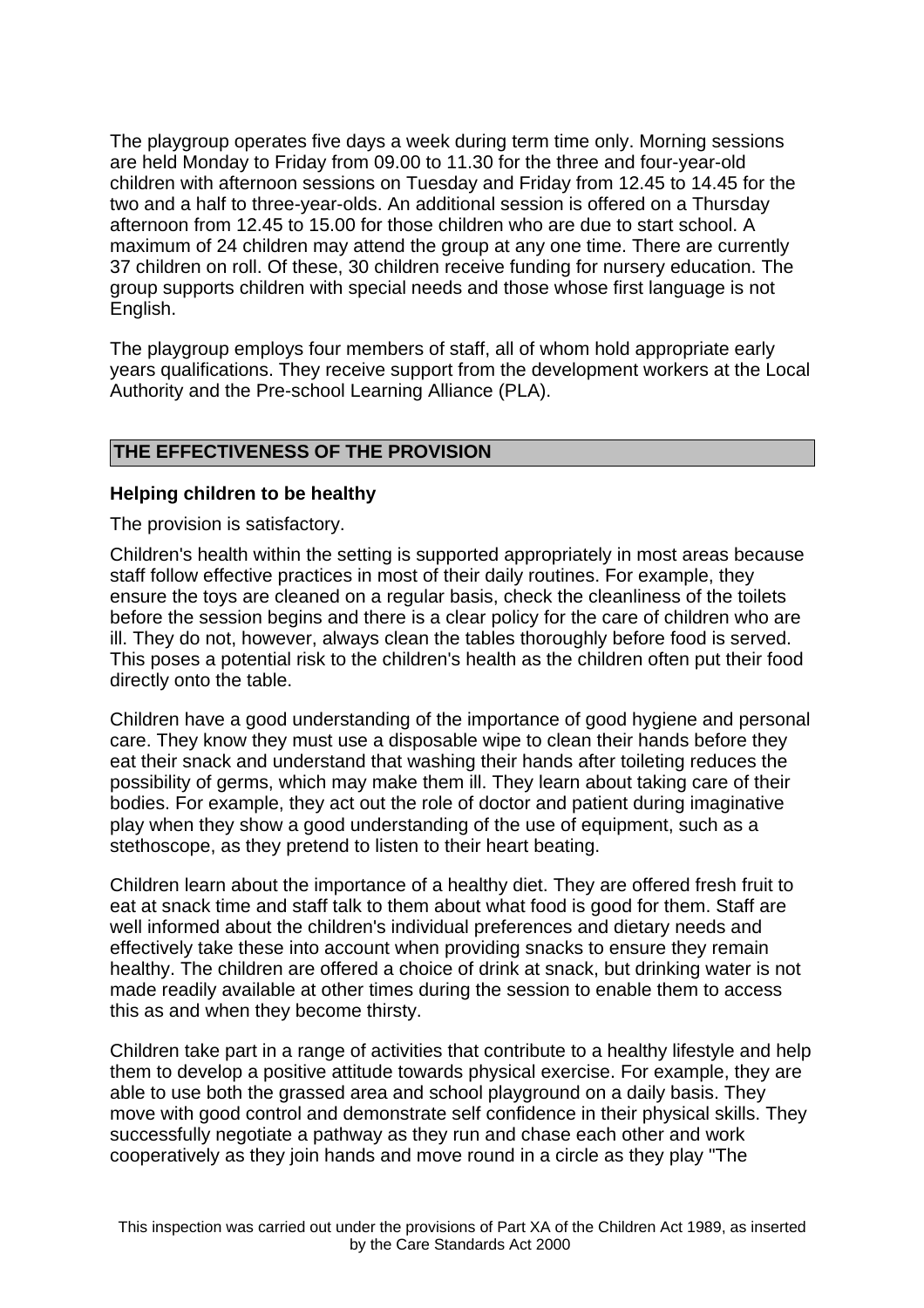The playgroup operates five days a week during term time only. Morning sessions are held Monday to Friday from 09.00 to 11.30 for the three and four-year-old children with afternoon sessions on Tuesday and Friday from 12.45 to 14.45 for the two and a half to three-year-olds. An additional session is offered on a Thursday afternoon from 12.45 to 15.00 for those children who are due to start school. A maximum of 24 children may attend the group at any one time. There are currently 37 children on roll. Of these, 30 children receive funding for nursery education. The group supports children with special needs and those whose first language is not English.

The playgroup employs four members of staff, all of whom hold appropriate early years qualifications. They receive support from the development workers at the Local Authority and the Pre-school Learning Alliance (PLA).

## THE EFFECTIVENESS OF THE PROVISION

### Helping children to be healthy

The provision is satisfactory.

Children's health within the setting is supported appropriately in most areas because staff follow effective practices in most of their daily routines. For example, they ensure the toys are cleaned on a regular basis, check the cleanliness of the toilets before the session begins and there is a clear policy for the care of children who are ill. They do not, however, always clean the tables thoroughly before food is served. This poses a potential risk to the children's health as the children often put their food directly onto the table.

Children have a good understanding of the importance of good hygiene and personal care. They know they must use a disposable wipe to clean their hands before they eat their snack and understand that washing their hands after toileting reduces the possibility of germs, which may make them ill. They learn about taking care of their bodies. For example, they act out the role of doctor and patient during imaginative play when they show a good understanding of the use of equipment, such as a stethoscope, as they pretend to listen to their heart beating.

Children learn about the importance of a healthy diet. They are offered fresh fruit to eat at snack time and staff talk to them about what food is good for them. Staff are well informed about the children's individual preferences and dietary needs and effectively take these into account when providing snacks to ensure they remain healthy. The children are offered a choice of drink at snack, but drinking water is not made readily available at other times during the session to enable them to access this as and when they become thirsty.

Children take part in a range of activities that contribute to a healthy lifestyle and help them to develop a positive attitude towards physical exercise. For example, they are able to use both the grassed area and school playground on a daily basis. They move with good control and demonstrate self confidence in their physical skills. They successfully negotiate a pathway as they run and chase each other and work cooperatively as they join hands and move round in a circle as they play "The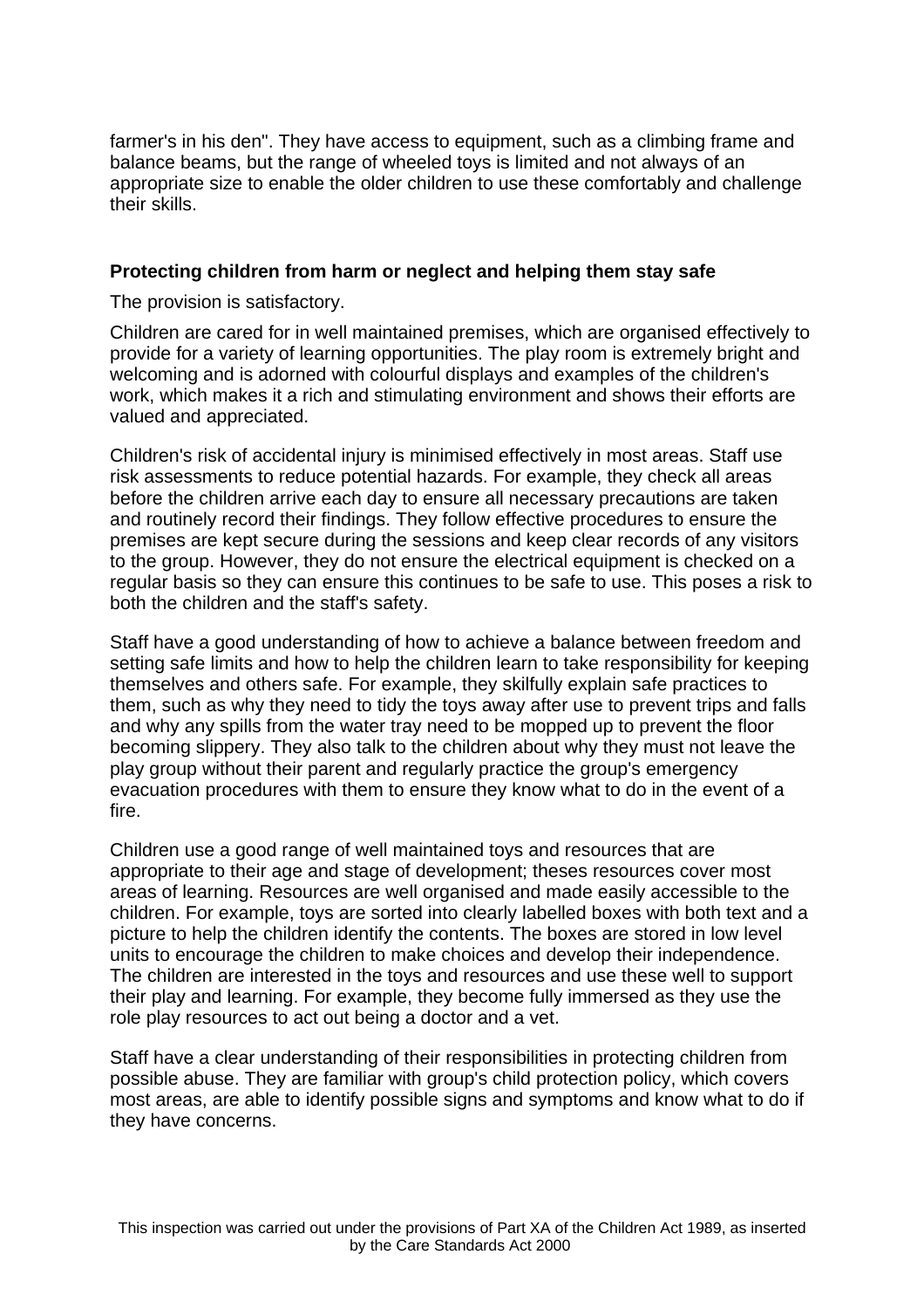farmer's in his den". They have access to equipment, such as a climbing frame and balance beams, but the range of wheeled toys is limited and not always of an appropriate size to enable the older children to use these comfortably and challenge their skills.

**Protecting children from harm or neglect and helping them stay safe**

The provision is satisfactory.

Children are cared for in well maintained premises, which are organised effectively to provide for a variety of learning opportunities. The play room is extremely bright and welcoming and is adorned with colourful displays and examples of the children's work, which makes it a rich and stimulating environment and shows their efforts are valued and appreciated.

Children's risk of accidental injury is minimised effectively in most areas. Staff use risk assessments to reduce potential hazards. For example, they check all areas before the children arrive each day to ensure all necessary precautions are taken and routinely record their findings. They follow effective procedures to ensure the premises are kept secure during the sessions and keep clear records of any visitors to the group. However, they do not ensure the electrical equipment is checked on a regular basis so they can ensure this continues to be safe to use. This poses a risk to both the children and the staff's safety.

Staff have a good understanding of how to achieve a balance between freedom and setting safe limits and how to help the children learn to take responsibility for keeping themselves and others safe. For example, they skilfully explain safe practices to them, such as why they need to tidy the toys away after use to prevent trips and falls and why any spills from the water tray need to be mopped up to prevent the floor becoming slippery. They also talk to the children about why they must not leave the play group without their parent and regularly practice the group's emergency evacuation procedures with them to ensure they know what to do in the event of a fire.

Children use a good range of well maintained toys and resources that are appropriate to their age and stage of development; theses resources cover most areas of learning. Resources are well organised and made easily accessible to the children. For example, toys are sorted into clearly labelled boxes with both text and a picture to help the children identify the contents. The boxes are stored in low level units to encourage the children to make choices and develop their independence. The children are interested in the toys and resources and use these well to support their play and learning. For example, they become fully immersed as they use the role play resources to act out being a doctor and a vet.

Staff have a clear understanding of their responsibilities in protecting children from possible abuse. They are familiar with group's child protection policy, which covers most areas, are able to identify possible signs and symptoms and know what to do if they have concerns.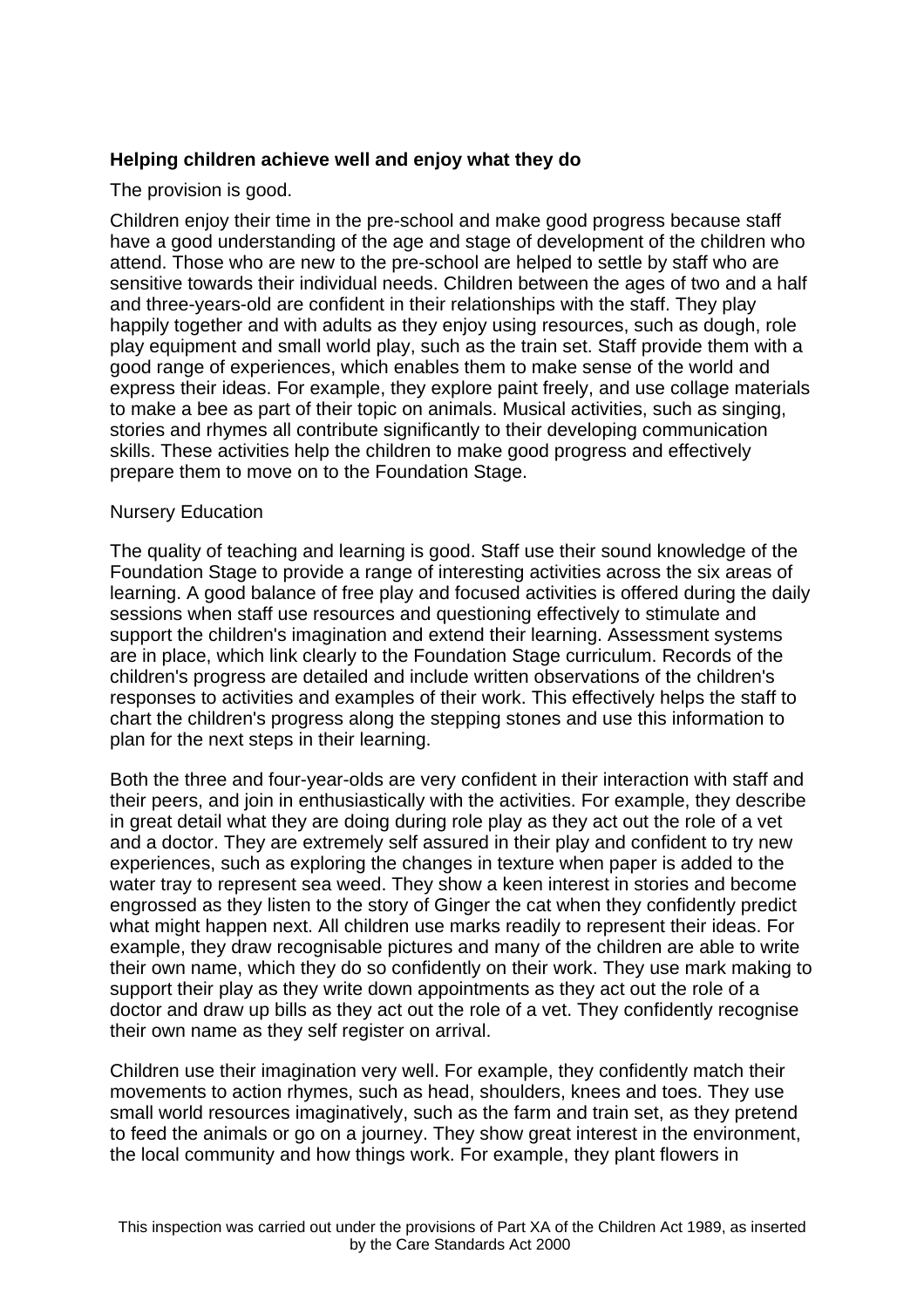### Helping children achieve well and enjoy what they do

The provision is good.

Children enjoy their time in the pre-school and make good progress because staff have a good understanding of the age and stage of development of the children who attend. Those who are new to the pre-school are helped to settle by staff who are sensitive towards their individual needs. Children between the ages of two and a half and three-years-old are confident in their relationships with the staff. They play happily together and with adults as they enjoy using resources, such as dough, role play equipment and small world play, such as the train set. Staff provide them with a good range of experiences, which enables them to make sense of the world and express their ideas. For example, they explore paint freely, and use collage materials to make a bee as part of their topic on animals. Musical activities, such as singing, stories and rhymes all contribute significantly to their developing communication skills. These activities help the children to make good progress and effectively prepare them to move on to the Foundation Stage.

Nursery Education

The quality of teaching and learning is good. Staff use their sound knowledge of the Foundation Stage to provide a range of interesting activities across the six areas of learning. A good balance of free play and focused activities is offered during the daily sessions when staff use resources and questioning effectively to stimulate and support the children's imagination and extend their learning. Assessment systems are in place, which link clearly to the Foundation Stage curriculum. Records of the children's progress are detailed and include written observations of the children's responses to activities and examples of their work. This effectively helps the staff to chart the children's progress along the stepping stones and use this information to plan for the next steps in their learning.

Both the three and four-year-olds are very confident in their interaction with staff and their peers, and join in enthusiastically with the activities. For example, they describe in great detail what they are doing during role play as they act out the role of a vet and a doctor. They are extremely self assured in their play and confident to try new experiences, such as exploring the changes in texture when paper is added to the water tray to represent sea weed. They show a keen interest in stories and become engrossed as they listen to the story of Ginger the cat when they confidently predict what might happen next. All children use marks readily to represent their ideas. For example, they draw recognisable pictures and many of the children are able to write their own name, which they do so confidently on their work. They use mark making to support their play as they write down appointments as they act out the role of a doctor and draw up bills as they act out the role of a vet. They confidently recognise their own name as they self register on arrival.

Children use their imagination very well. For example, they confidently match their movements to action rhymes, such as head, shoulders, knees and toes. They use small world resources imaginatively, such as the farm and train set, as they pretend to feed the animals or go on a journey. They show great interest in the environment, the local community and how things work. For example, they plant flowers in

This inspection was carried out under the provisions of Part XA of the Children Act 1989, as inserted by the Care Standards Act 2000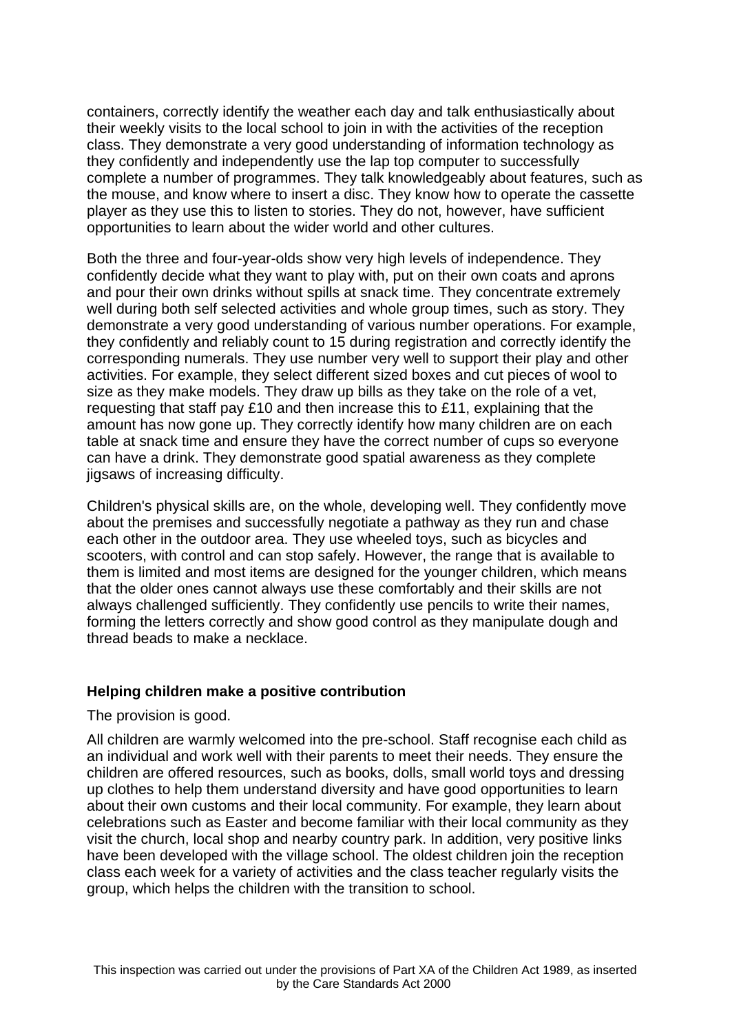containers, correctly identify the weather each day and talk enthusiastically about their weekly visits to the local school to join in with the activities of the reception class. They demonstrate a very good understanding of information technology as they confidently and independently use the lap top computer to successfully complete a number of programmes. They talk knowledgeably about features, such as the mouse, and know where to insert a disc. They know how to operate the cassette player as they use this to listen to stories. They do not, however, have sufficient opportunities to learn about the wider world and other cultures.

Both the three and four-year-olds show very high levels of independence. They confidently decide what they want to play with, put on their own coats and aprons and pour their own drinks without spills at snack time. They concentrate extremely well during both self selected activities and whole group times, such as story. They demonstrate a very good understanding of various number operations. For example, they confidently and reliably count to 15 during registration and correctly identify the corresponding numerals. They use number very well to support their play and other activities. For example, they select different sized boxes and cut pieces of wool to size as they make models. They draw up bills as they take on the role of a vet, requesting that staff pay £10 and then increase this to £11, explaining that the amount has now gone up. They correctly identify how many children are on each table at snack time and ensure they have the correct number of cups so everyone can have a drink. They demonstrate good spatial awareness as they complete jigsaws of increasing difficulty.

Children's physical skills are, on the whole, developing well. They confidently move about the premises and successfully negotiate a pathway as they run and chase each other in the outdoor area. They use wheeled toys, such as bicycles and scooters, with control and can stop safely. However, the range that is available to them is limited and most items are designed for the younger children, which means that the older ones cannot always use these comfortably and their skills are not always challenged sufficiently. They confidently use pencils to write their names, forming the letters correctly and show good control as they manipulate dough and thread beads to make a necklace.

### Helping children make a positive contribution

The provision is good.

All children are warmly welcomed into the pre-school. Staff recognise each child as an individual and work well with their parents to meet their needs. They ensure the children are offered resources, such as books, dolls, small world toys and dressing up clothes to help them understand diversity and have good opportunities to learn about their own customs and their local community. For example, they learn about celebrations such as Easter and become familiar with their local community as they visit the church, local shop and nearby country park. In addition, very positive links have been developed with the village school. The oldest children join the reception class each week for a variety of activities and the class teacher regularly visits the group, which helps the children with the transition to school.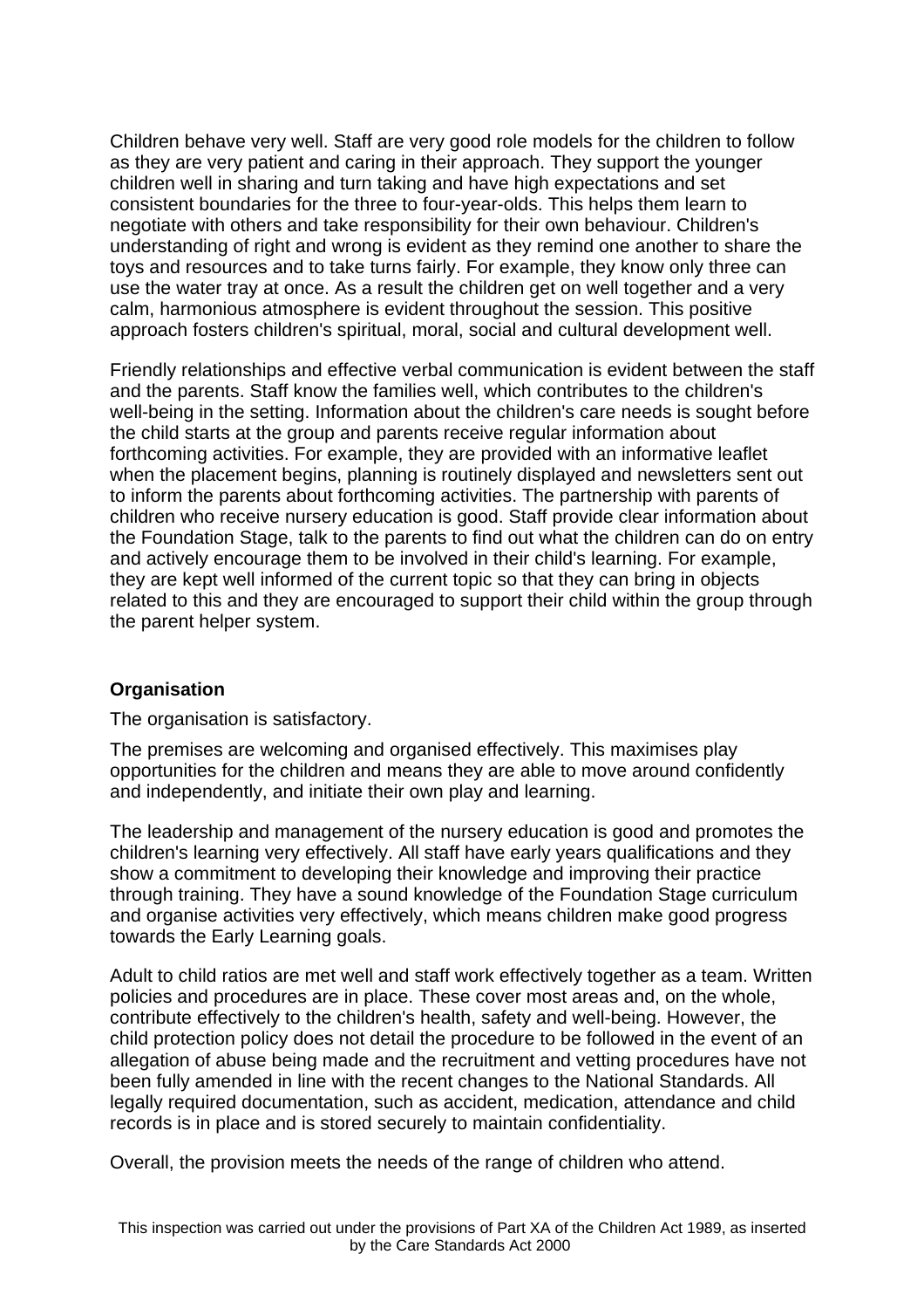Children behave very well. Staff are very good role models for the children to follow as they are very patient and caring in their approach. They support the younger children well in sharing and turn taking and have high expectations and set consistent boundaries for the three to four-year-olds. This helps them learn to negotiate with others and take responsibility for their own behaviour. Children's understanding of right and wrong is evident as they remind one another to share the toys and resources and to take turns fairly. For example, they know only three can use the water tray at once. As a result the children get on well together and a very calm, harmonious atmosphere is evident throughout the session. This positive approach fosters children's spiritual, moral, social and cultural development well.

Friendly relationships and effective verbal communication is evident between the staff and the parents. Staff know the families well, which contributes to the children's well-being in the setting. Information about the children's care needs is sought before the child starts at the group and parents receive regular information about forthcoming activities. For example, they are provided with an informative leaflet when the placement begins, planning is routinely displayed and newsletters sent out to inform the parents about forthcoming activities. The partnership with parents of children who receive nursery education is good. Staff provide clear information about the Foundation Stage, talk to the parents to find out what the children can do on entry and actively encourage them to be involved in their child's learning. For example, they are kept well informed of the current topic so that they can bring in objects related to this and they are encouraged to support their child within the group through the parent helper system.

**Organisation**

The organisation is satisfactory.

The premises are welcoming and organised effectively. This maximises play opportunities for the children and means they are able to move around confidently and independently, and initiate their own play and learning.

The leadership and management of the nursery education is good and promotes the children's learning very effectively. All staff have early years qualifications and they show a commitment to developing their knowledge and improving their practice through training. They have a sound knowledge of the Foundation Stage curriculum and organise activities very effectively, which means children make good progress towards the Early Learning goals.

Adult to child ratios are met well and staff work effectively together as a team. Written policies and procedures are in place. These cover most areas and, on the whole, contribute effectively to the children's health, safety and well-being. However, the child protection policy does not detail the procedure to be followed in the event of an allegation of abuse being made and the recruitment and vetting procedures have not been fully amended in line with the recent changes to the National Standards. All legally required documentation, such as accident, medication, attendance and child records is in place and is stored securely to maintain confidentiality.

Overall, the provision meets the needs of the range of children who attend.

This inspection was carried out under the provisions of Part XA of the Children Act 1989, as inserted by the Care Standards Act 2000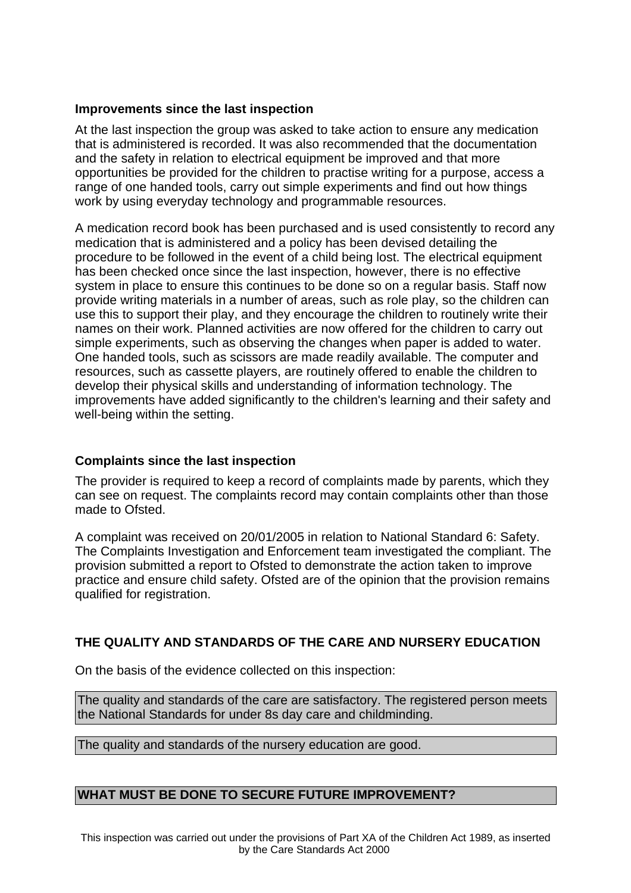### Improvements since the last inspection

At the last inspection the group was asked to take action to ensure any medication that is administered is recorded. It was also recommended that the documentation and the safety in relation to electrical equipment be improved and that more opportunities be provided for the children to practise writing for a purpose, access a range of one handed tools, carry out simple experiments and find out how things work by using everyday technology and programmable resources.

A medication record book has been purchased and is used consistently to record any medication that is administered and a policy has been devised detailing the procedure to be followed in the event of a child being lost. The electrical equipment has been checked once since the last inspection, however, there is no effective system in place to ensure this continues to be done so on a regular basis. Staff now provide writing materials in a number of areas, such as role play, so the children can use this to support their play, and they encourage the children to routinely write their names on their work. Planned activities are now offered for the children to carry out simple experiments, such as observing the changes when paper is added to water. One handed tools, such as scissors are made readily available. The computer and resources, such as cassette players, are routinely offered to enable the children to develop their physical skills and understanding of information technology. The improvements have added significantly to the children's learning and their safety and well-being within the setting.

### Complaints since the last inspection

The provider is required to keep a record of complaints made by parents, which they can see on request. The complaints record may contain complaints other than those made to Ofsted.

A complaint was received on 20/01/2005 in relation to National Standard 6: Safety. The Complaints Investigation and Enforcement team investigated the compliant. The provision submitted a report to Ofsted to demonstrate the action taken to improve practice and ensure child safety. Ofsted are of the opinion that the provision remains qualified for registration.

## THE QUALITY AND STANDARDS OF THE CARE AND NURSERY EDUCATION

On the basis of the evidence collected on this inspection:

The quality and standards of the care are satisfactory. The registered person meets the National Standards for under 8s day care and childminding.

The quality and standards of the nursery education are good.

## WHAT MUST BE DONE TO SECURE FUTURE IMPROVEMENT?

This inspection was carried out under the provisions of Part XA of the Children Act 1989, as inserted by the Care Standards Act 2000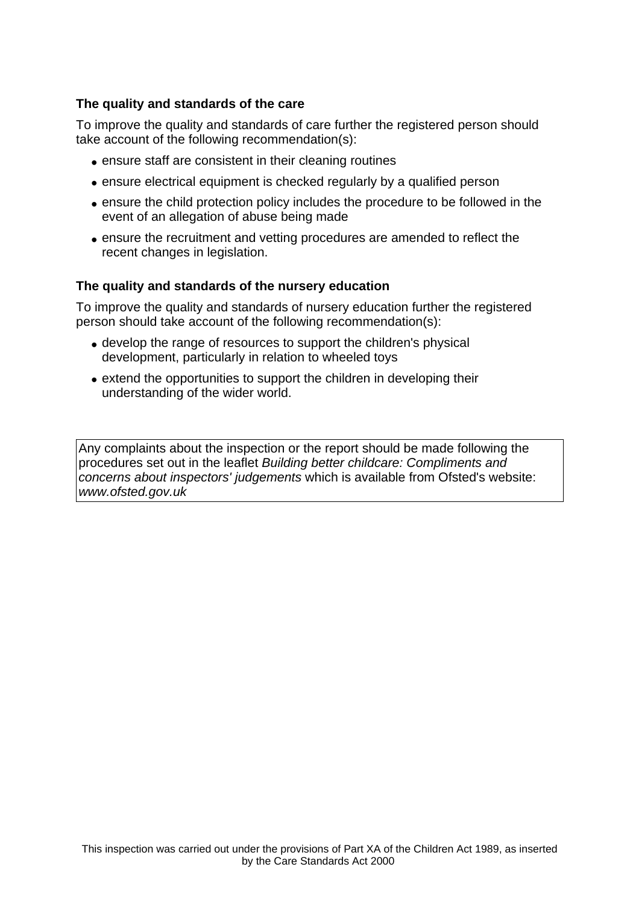### The quality and standards of the care

To improve the quality and standards of care further the registered person should take account of the following recommendation(s):

- ensure staff are consistent in their cleaning routines
- ensure electrical equipment is checked regularly by a qualified person
- ensure the child protection policy includes the procedure to be followed in the event of an allegation of abuse being made
- ensure the recruitment and vetting procedures are amended to reflect the recent changes in legislation.

### The quality and standards of the nursery education

To improve the quality and standards of nursery education further the registered person should take account of the following recommendation(s):

- develop the range of resources to support the children's physical development, particularly in relation to wheeled toys
- extend the opportunities to support the children in developing their understanding of the wider world.

Any complaints about the inspection or the report should be made following the procedures set out in the leaflet *Building better childcare: Compliments and concerns about inspectors' judgements* which is available from Ofsted's website: *www.ofsted.gov.uk*

This inspection was carried out under the provisions of Part XA of the Children Act 1989, as inserted by the Care Standards Act 2000